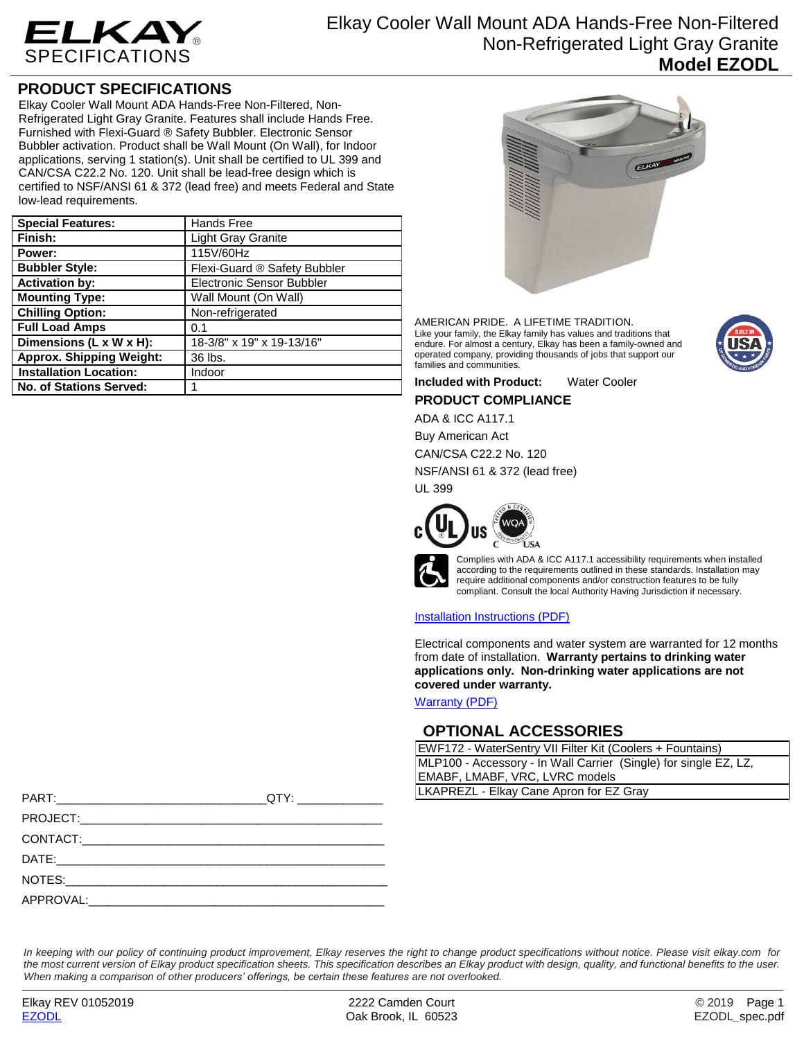# ELKAY SPECIFICATIONS

Elkay Cooler Wall Mount ADA Hands-Free Non-Filtered Non-Refrigerated Light Gray Granite
**Model EZODL**

## PRODUCT SPECIFICATIONS

Elkay Cooler Wall Mount ADA Hands-Free Non-Filtered, Non-Refrigerated Light Gray Granite. Features shall include Hands Free. Furnished with Flexi-Guard ® Safety Bubbler. Electronic Sensor Bubbler activation. Product shall be Wall Mount (On Wall), for Indoor applications, serving 1 station(s). Unit shall be certified to UL 399 and CAN/CSA C22.2 No. 120. Unit shall be lead-free design which is certified to NSF/ANSI 61 & 372 (lead free) and meets Federal and State low-lead requirements.

| | |
|---|---|
| **Special Features:** | Hands Free |
| **Finish:** | Light Gray Granite |
| **Power:** | 115V/60Hz |
| **Bubbler Style:** | Flexi-Guard ® Safety Bubbler |
| **Activation by:** | Electronic Sensor Bubbler |
| **Mounting Type:** | Wall Mount (On Wall) |
| **Chilling Option:** | Non-refrigerated |
| **Full Load Amps** | 0.1 |
| **Dimensions (L x W x H):** | 18-3/8" x 19" x 19-13/16" |
| **Approx. Shipping Weight:** | 36 lbs. |
| **Installation Location:** | Indoor |
| **No. of Stations Served:** | 1 |

AMERICAN PRIDE. A LIFETIME TRADITION.
Like your family, the Elkay family has values and traditions that endure. For almost a century, Elkay has been a family-owned and operated company, providing thousands of jobs that support our families and communities.

**Included with Product:** Water Cooler

## PRODUCT COMPLIANCE

ADA & ICC A117.1

Buy American Act

CAN/CSA C22.2 No. 120

NSF/ANSI 61 & 372 (lead free)

UL 399

Complies with ADA & ICC A117.1 accessibility requirements when installed according to the requirements outlined in these standards. Installation may require additional components and/or construction features to be fully compliant. Consult the local Authority Having Jurisdiction if necessary.

[Installation Instructions (PDF)]

Electrical components and water system are warranted for 12 months from date of installation. **Warranty pertains to drinking water applications only. Non-drinking water applications are not covered under warranty.**

[Warranty (PDF)]

## OPTIONAL ACCESSORIES

| |
|---|
| EWF172 - WaterSentry VII Filter Kit (Coolers + Fountains) |
| MLP100 - Accessory - In Wall Carrier (Single) for single EZ, LZ, EMABF, LMABF, VRC, LVRC models |
| LKAPREZL - Elkay Cane Apron for EZ Gray |

PART:______________________________QTY: ____________

PROJECT:_____________________________________________

CONTACT:_____________________________________________

DATE:________________________________________________

NOTES:_______________________________________________

APPROVAL:____________________________________________

*In keeping with our policy of continuing product improvement, Elkay reserves the right to change product specifications without notice. Please visit elkay.com for the most current version of Elkay product specification sheets. This specification describes an Elkay product with design, quality, and functional benefits to the user. When making a comparison of other producers' offerings, be certain these features are not overlooked.*

Elkay REV 01052019
EZODL

2222 Camden Court
Oak Brook, IL 60523

© 2019
EZODL_spec.pdf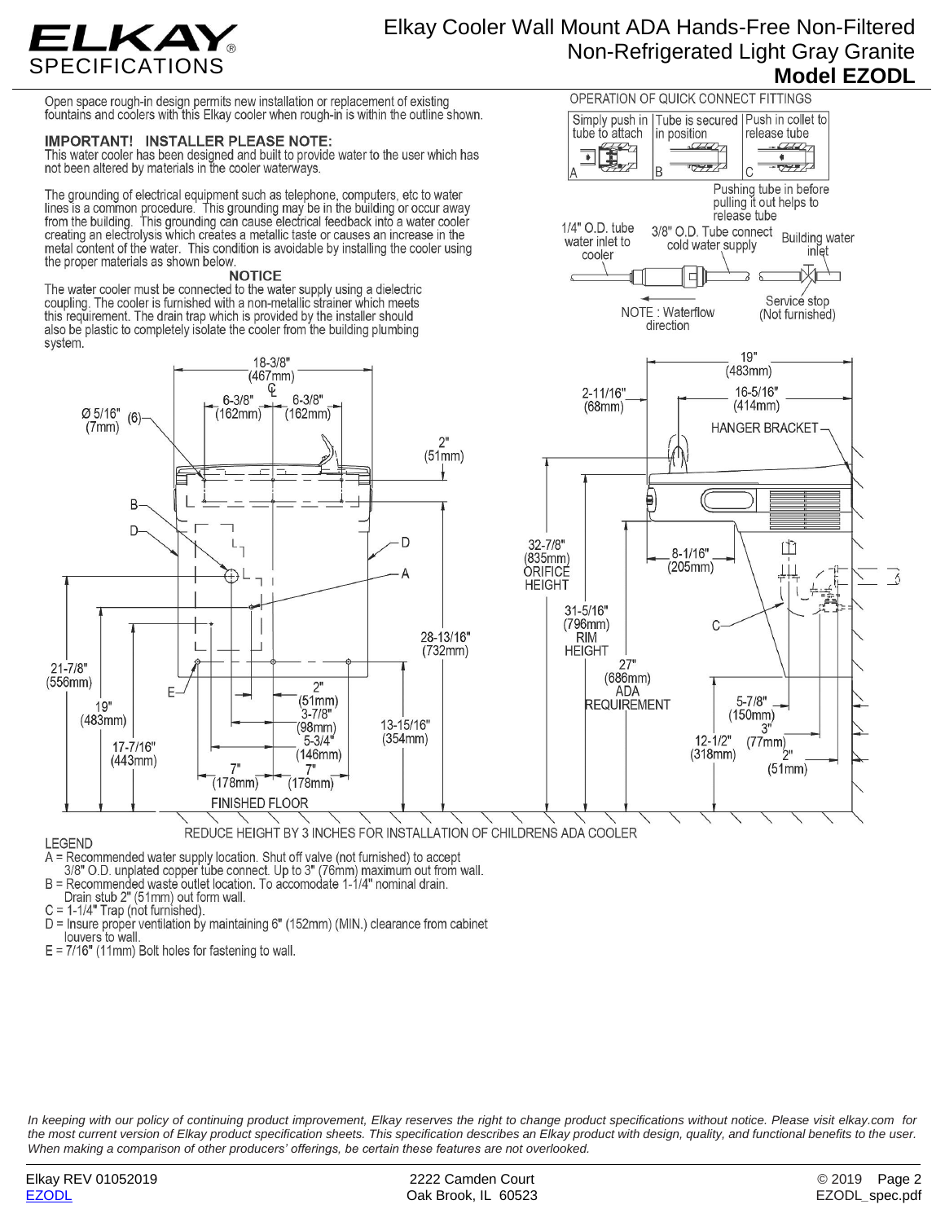# Elkay Cooler Wall Mount ADA Hands-Free Non-Filtered Non-Refrigerated Light Gray Granite

## Model EZODL

Open space rough-in design permits new installation or replacement of existing fountains and coolers with this Elkay cooler when rough-in is within the outline shown.

**IMPORTANT! INSTALLER PLEASE NOTE:**
This water cooler has been designed and built to provide water to the user which has not been altered by materials in the cooler waterways.

The grounding of electrical equipment such as telephone, computers, etc to water lines is a common procedure. This grounding may be in the building or occur away from the building. This grounding can cause electrical feedback into a water cooler creating an electrolysis which creates a metallic taste or causes an increase in the metal content of the water. This condition is avoidable by installing the cooler using the proper materials as shown below.

**NOTICE**

The water cooler must be connected to the water supply using a dielectric coupling. The cooler is furnished with a non-metallic strainer which meets this requirement. The drain trap which is provided by the installer should also be plastic to completely isolate the cooler from the building plumbing system.

OPERATION OF QUICK CONNECT FITTINGS

A: Simply push in tube to attach
B: Tube is secured in position
C: Push in collet to release tube

Pushing tube in before pulling it out helps to release tube

1/4" O.D. tube water inlet to cooler

3/8" O.D. Tube connect cold water supply

Building water inlet

NOTE : Waterflow direction

Service stop (Not furnished)

18-3/8" (467mm)
6-3/8" (162mm)
6-3/8" (162mm)
Ø 5/16" (7mm) (6)
2" (51mm)
B
D
D
A
28-13/16" (732mm)
21-7/8" (556mm)
19" (483mm)
17-7/16" (443mm)
E
2" (51mm)
3-7/8" (98mm)
5-3/4" (146mm)
7" (178mm)
7" (178mm)
13-15/16" (354mm)
FINISHED FLOOR

19" (483mm)
2-11/16" (68mm)
16-5/16" (414mm)
HANGER BRACKET
32-7/8" (835mm) ORIFICE HEIGHT
8-1/16" (205mm)
31-5/16" (796mm) RIM HEIGHT
C
27" (686mm) ADA REQUIREMENT
5-7/8" (150mm)
3" (77mm)
12-1/2" (318mm)
2" (51mm)

REDUCE HEIGHT BY 3 INCHES FOR INSTALLATION OF CHILDRENS ADA COOLER

LEGEND

A = Recommended water supply location. Shut off valve (not furnished) to accept 3/8" O.D. unplated copper tube connect. Up to 3" (76mm) maximum out from wall.
B = Recommended waste outlet location. To accomodate 1-1/4" nominal drain. Drain stub 2" (51mm) out form wall.
C = 1-1/4" Trap (not furnished).
D = Insure proper ventilation by maintaining 6" (152mm) (MIN.) clearance from cabinet louvers to wall.
E = 7/16" (11mm) Bolt holes for fastening to wall.

*In keeping with our policy of continuing product improvement, Elkay reserves the right to change product specifications without notice. Please visit elkay.com for the most current version of Elkay product specification sheets. This specification describes an Elkay product with design, quality, and functional benefits to the user. When making a comparison of other producers' offerings, be certain these features are not overlooked.*

Elkay REV 01052019
EZODL

2222 Camden Court
Oak Brook, IL 60523

© 2019
EZODL_spec.pdf